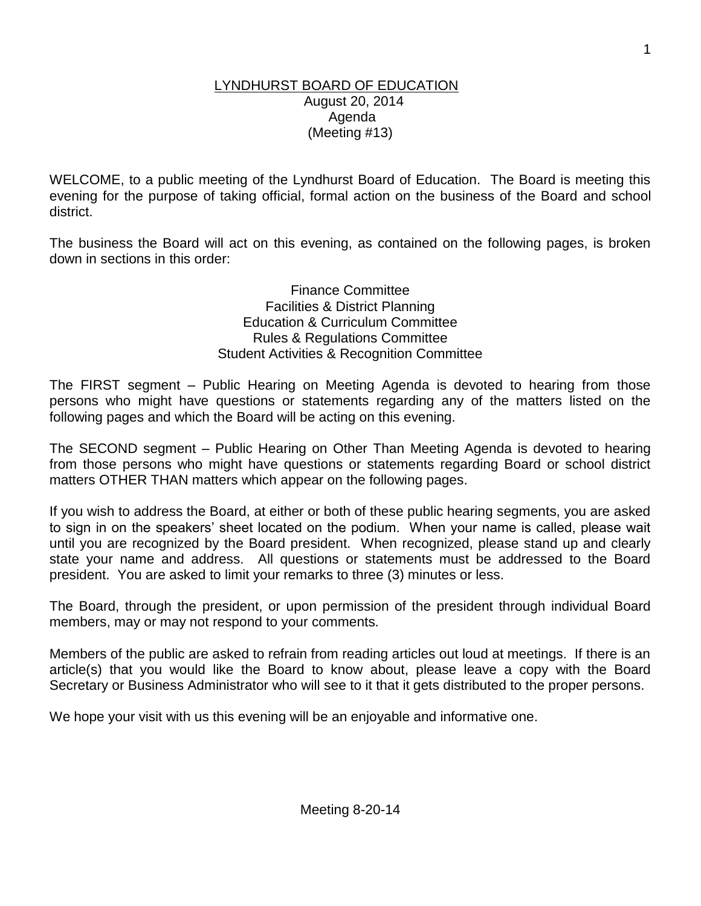# LYNDHURST BOARD OF EDUCATION

August 20, 2014
Agenda
(Meeting #13)

WELCOME, to a public meeting of the Lyndhurst Board of Education. The Board is meeting this evening for the purpose of taking official, formal action on the business of the Board and school district.

The business the Board will act on this evening, as contained on the following pages, is broken down in sections in this order:

Finance Committee
Facilities & District Planning
Education & Curriculum Committee
Rules & Regulations Committee
Student Activities & Recognition Committee

The FIRST segment – Public Hearing on Meeting Agenda is devoted to hearing from those persons who might have questions or statements regarding any of the matters listed on the following pages and which the Board will be acting on this evening.

The SECOND segment – Public Hearing on Other Than Meeting Agenda is devoted to hearing from those persons who might have questions or statements regarding Board or school district matters OTHER THAN matters which appear on the following pages.

If you wish to address the Board, at either or both of these public hearing segments, you are asked to sign in on the speakers' sheet located on the podium. When your name is called, please wait until you are recognized by the Board president. When recognized, please stand up and clearly state your name and address. All questions or statements must be addressed to the Board president. You are asked to limit your remarks to three (3) minutes or less.

The Board, through the president, or upon permission of the president through individual Board members, may or may not respond to your comments.

Members of the public are asked to refrain from reading articles out loud at meetings. If there is an article(s) that you would like the Board to know about, please leave a copy with the Board Secretary or Business Administrator who will see to it that it gets distributed to the proper persons.

We hope your visit with us this evening will be an enjoyable and informative one.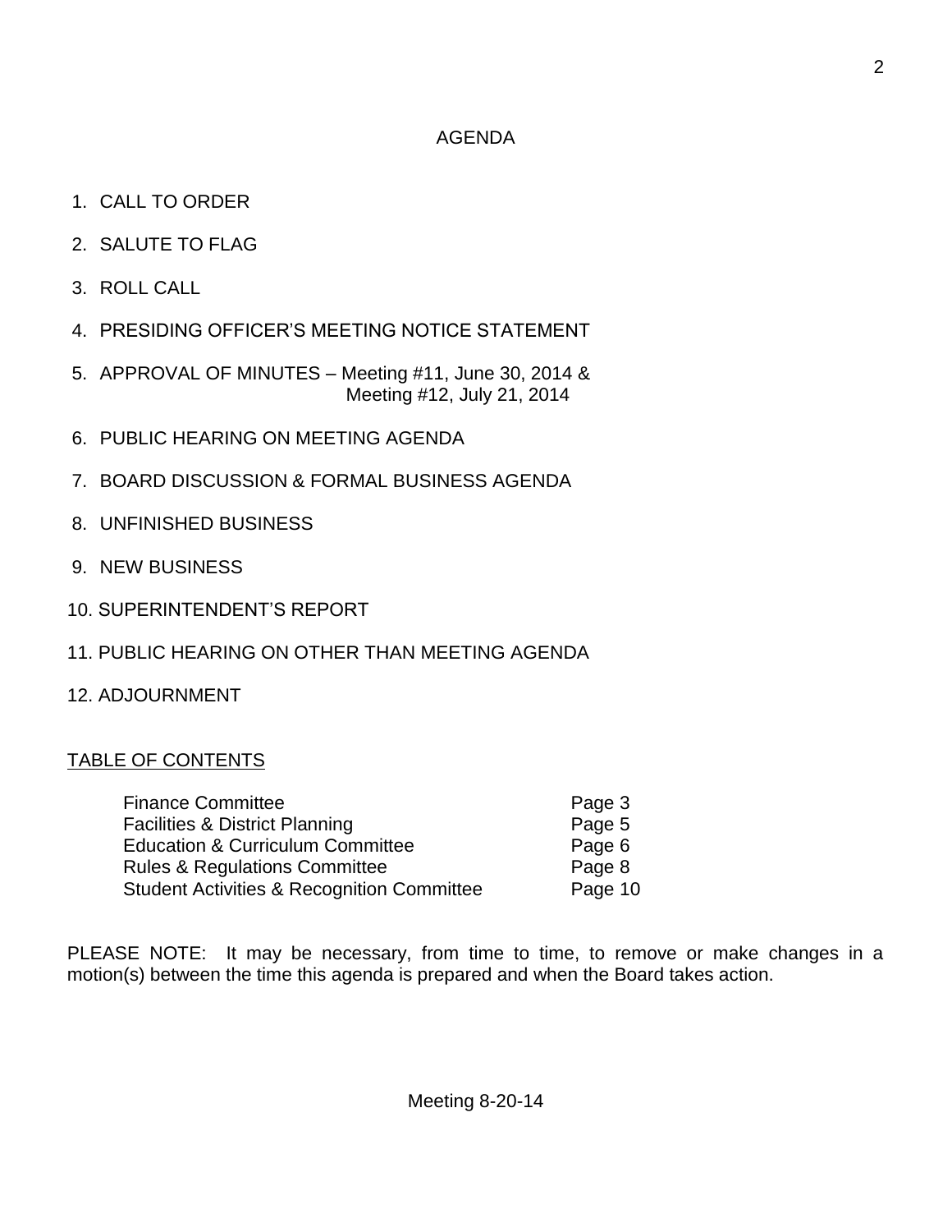# AGENDA

1. CALL TO ORDER
2. SALUTE TO FLAG
3. ROLL CALL
4. PRESIDING OFFICER'S MEETING NOTICE STATEMENT
5. APPROVAL OF MINUTES – Meeting #11, June 30, 2014 &
   Meeting #12, July 21, 2014
6. PUBLIC HEARING ON MEETING AGENDA
7. BOARD DISCUSSION & FORMAL BUSINESS AGENDA
8. UNFINISHED BUSINESS
9. NEW BUSINESS
10. SUPERINTENDENT'S REPORT
11. PUBLIC HEARING ON OTHER THAN MEETING AGENDA
12. ADJOURNMENT

## TABLE OF CONTENTS

| | |
|---|---|
| Finance Committee | Page 3 |
| Facilities & District Planning | Page 5 |
| Education & Curriculum Committee | Page 6 |
| Rules & Regulations Committee | Page 8 |
| Student Activities & Recognition Committee | Page 10 |

PLEASE NOTE: It may be necessary, from time to time, to remove or make changes in a motion(s) between the time this agenda is prepared and when the Board takes action.

Meeting 8-20-14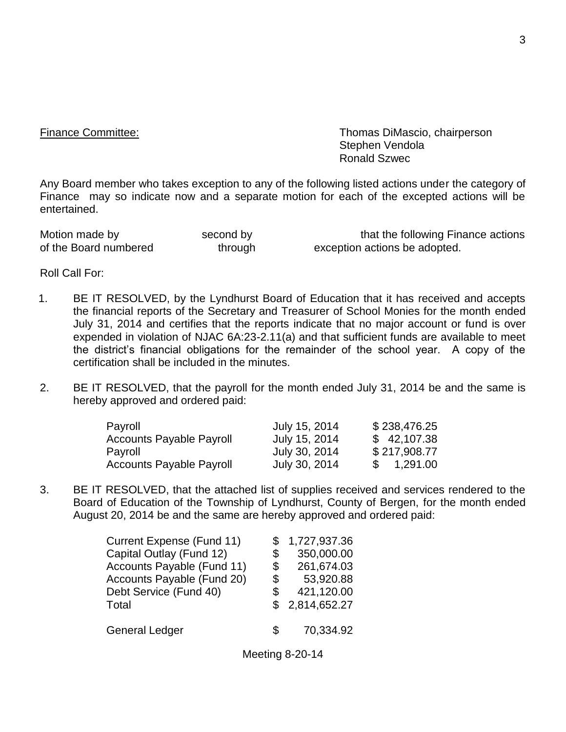Finance Committee: Thomas DiMascio, chairperson
Stephen Vendola
Ronald Szwec

Any Board member who takes exception to any of the following listed actions under the category of Finance may so indicate now and a separate motion for each of the excepted actions will be entertained.

Motion made by second by that the following Finance actions of the Board numbered through exception actions be adopted.

Roll Call For:

1. BE IT RESOLVED, by the Lyndhurst Board of Education that it has received and accepts the financial reports of the Secretary and Treasurer of School Monies for the month ended July 31, 2014 and certifies that the reports indicate that no major account or fund is over expended in violation of NJAC 6A:23-2.11(a) and that sufficient funds are available to meet the district's financial obligations for the remainder of the school year. A copy of the certification shall be included in the minutes.

2. BE IT RESOLVED, that the payroll for the month ended July 31, 2014 be and the same is hereby approved and ordered paid:

| | | |
|---|---|---|
| Payroll | July 15, 2014 | $ 238,476.25 |
| Accounts Payable Payroll | July 15, 2014 | $ 42,107.38 |
| Payroll | July 30, 2014 | $ 217,908.77 |
| Accounts Payable Payroll | July 30, 2014 | $ 1,291.00 |

3. BE IT RESOLVED, that the attached list of supplies received and services rendered to the Board of Education of the Township of Lyndhurst, County of Bergen, for the month ended August 20, 2014 be and the same are hereby approved and ordered paid:

| | |
|---|---|
| Current Expense (Fund 11) | $ 1,727,937.36 |
| Capital Outlay (Fund 12) | $ 350,000.00 |
| Accounts Payable (Fund 11) | $ 261,674.03 |
| Accounts Payable (Fund 20) | $ 53,920.88 |
| Debt Service (Fund 40) | $ 421,120.00 |
| Total | $ 2,814,652.27 |
| | |
| General Ledger | $ 70,334.92 |

Meeting 8-20-14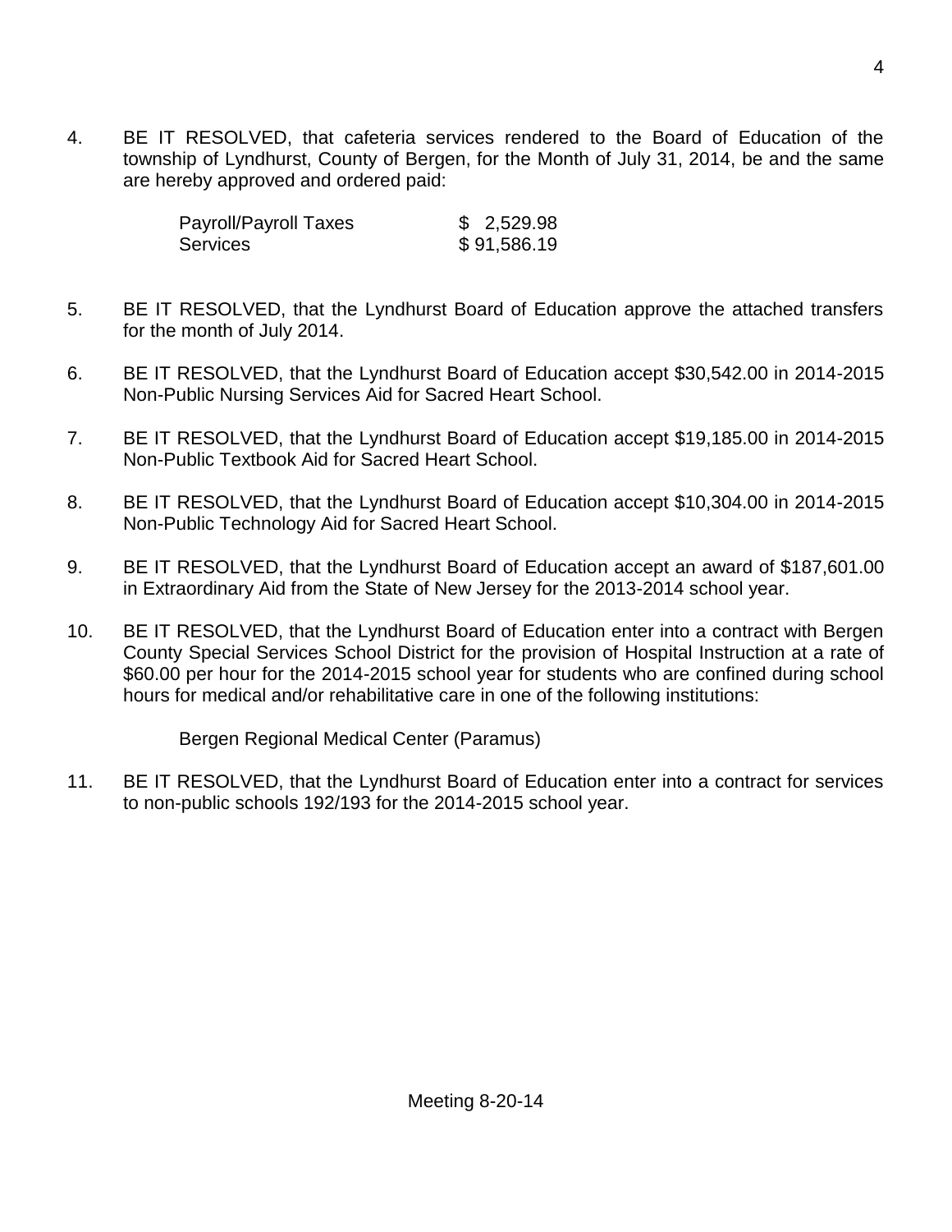4. BE IT RESOLVED, that cafeteria services rendered to the Board of Education of the township of Lyndhurst, County of Bergen, for the Month of July 31, 2014, be and the same are hereby approved and ordered paid:

| | |
|---|---|
| Payroll/Payroll Taxes | $ 2,529.98 |
| Services | $ 91,586.19 |

5. BE IT RESOLVED, that the Lyndhurst Board of Education approve the attached transfers for the month of July 2014.

6. BE IT RESOLVED, that the Lyndhurst Board of Education accept $30,542.00 in 2014-2015 Non-Public Nursing Services Aid for Sacred Heart School.

7. BE IT RESOLVED, that the Lyndhurst Board of Education accept $19,185.00 in 2014-2015 Non-Public Textbook Aid for Sacred Heart School.

8. BE IT RESOLVED, that the Lyndhurst Board of Education accept $10,304.00 in 2014-2015 Non-Public Technology Aid for Sacred Heart School.

9. BE IT RESOLVED, that the Lyndhurst Board of Education accept an award of $187,601.00 in Extraordinary Aid from the State of New Jersey for the 2013-2014 school year.

10. BE IT RESOLVED, that the Lyndhurst Board of Education enter into a contract with Bergen County Special Services School District for the provision of Hospital Instruction at a rate of $60.00 per hour for the 2014-2015 school year for students who are confined during school hours for medical and/or rehabilitative care in one of the following institutions:

    Bergen Regional Medical Center (Paramus)

11. BE IT RESOLVED, that the Lyndhurst Board of Education enter into a contract for services to non-public schools 192/193 for the 2014-2015 school year.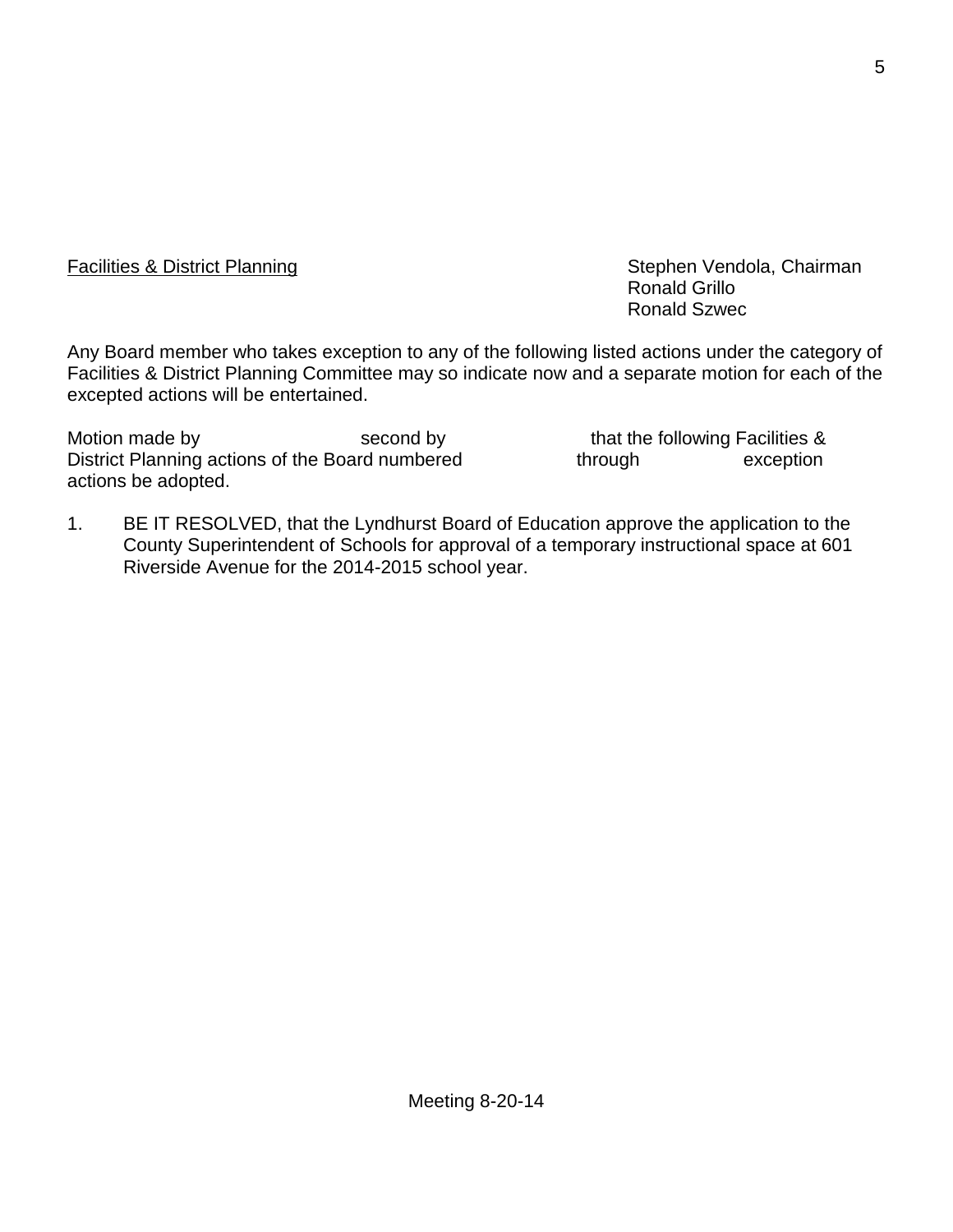Facilities & District Planning

Stephen Vendola, Chairman
Ronald Grillo
Ronald Szwec

Any Board member who takes exception to any of the following listed actions under the category of Facilities & District Planning Committee may so indicate now and a separate motion for each of the excepted actions will be entertained.

Motion made by                     second by                     that the following Facilities & District Planning actions of the Board numbered                through                exception actions be adopted.

1. BE IT RESOLVED, that the Lyndhurst Board of Education approve the application to the County Superintendent of Schools for approval of a temporary instructional space at 601 Riverside Avenue for the 2014-2015 school year.

Meeting 8-20-14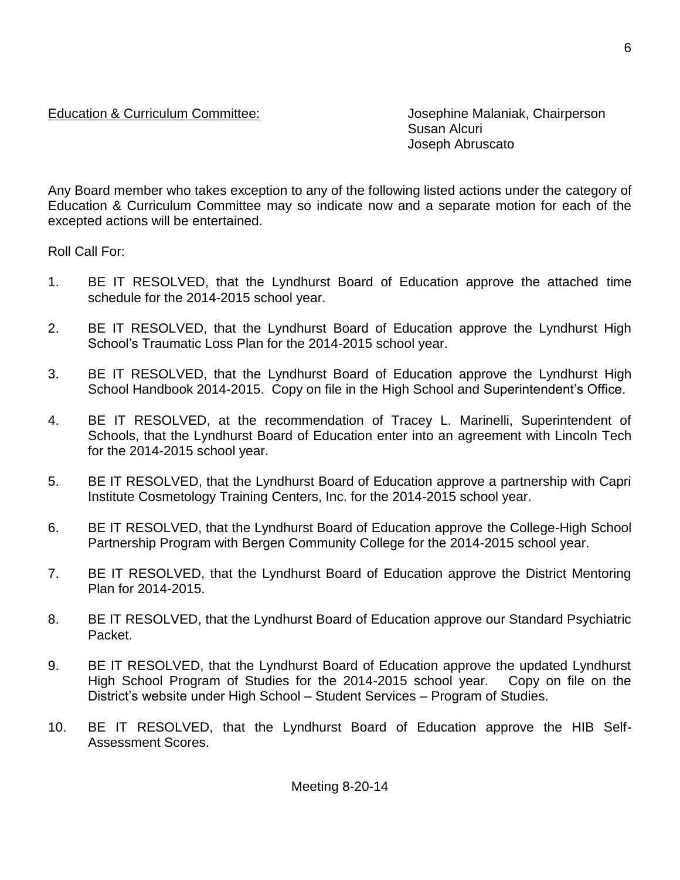Education & Curriculum Committee: Josephine Malaniak, Chairperson
Susan Alcuri
Joseph Abruscato

Any Board member who takes exception to any of the following listed actions under the category of Education & Curriculum Committee may so indicate now and a separate motion for each of the excepted actions will be entertained.

Roll Call For:

1. BE IT RESOLVED, that the Lyndhurst Board of Education approve the attached time schedule for the 2014-2015 school year.

2. BE IT RESOLVED, that the Lyndhurst Board of Education approve the Lyndhurst High School's Traumatic Loss Plan for the 2014-2015 school year.

3. BE IT RESOLVED, that the Lyndhurst Board of Education approve the Lyndhurst High School Handbook 2014-2015. Copy on file in the High School and Superintendent's Office.

4. BE IT RESOLVED, at the recommendation of Tracey L. Marinelli, Superintendent of Schools, that the Lyndhurst Board of Education enter into an agreement with Lincoln Tech for the 2014-2015 school year.

5. BE IT RESOLVED, that the Lyndhurst Board of Education approve a partnership with Capri Institute Cosmetology Training Centers, Inc. for the 2014-2015 school year.

6. BE IT RESOLVED, that the Lyndhurst Board of Education approve the College-High School Partnership Program with Bergen Community College for the 2014-2015 school year.

7. BE IT RESOLVED, that the Lyndhurst Board of Education approve the District Mentoring Plan for 2014-2015.

8. BE IT RESOLVED, that the Lyndhurst Board of Education approve our Standard Psychiatric Packet.

9. BE IT RESOLVED, that the Lyndhurst Board of Education approve the updated Lyndhurst High School Program of Studies for the 2014-2015 school year. Copy on file on the District's website under High School – Student Services – Program of Studies.

10. BE IT RESOLVED, that the Lyndhurst Board of Education approve the HIB Self-Assessment Scores.

Meeting 8-20-14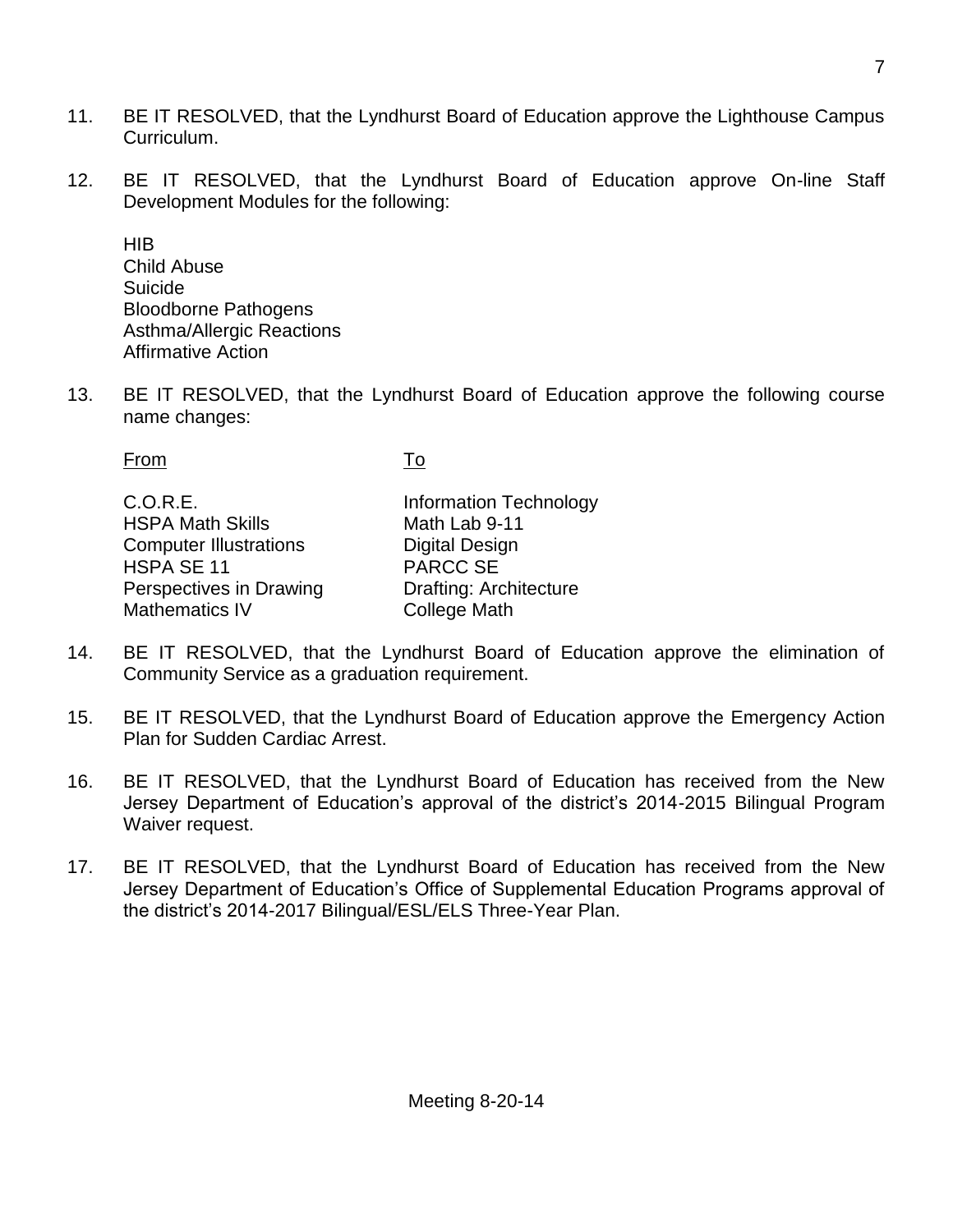11. BE IT RESOLVED, that the Lyndhurst Board of Education approve the Lighthouse Campus Curriculum.

12. BE IT RESOLVED, that the Lyndhurst Board of Education approve On-line Staff Development Modules for the following:

    HIB
    Child Abuse
    Suicide
    Bloodborne Pathogens
    Asthma/Allergic Reactions
    Affirmative Action

13. BE IT RESOLVED, that the Lyndhurst Board of Education approve the following course name changes:

| From | To |
|---|---|
| C.O.R.E. | Information Technology |
| HSPA Math Skills | Math Lab 9-11 |
| Computer Illustrations | Digital Design |
| HSPA SE 11 | PARCC SE |
| Perspectives in Drawing | Drafting: Architecture |
| Mathematics IV | College Math |

14. BE IT RESOLVED, that the Lyndhurst Board of Education approve the elimination of Community Service as a graduation requirement.

15. BE IT RESOLVED, that the Lyndhurst Board of Education approve the Emergency Action Plan for Sudden Cardiac Arrest.

16. BE IT RESOLVED, that the Lyndhurst Board of Education has received from the New Jersey Department of Education's approval of the district's 2014-2015 Bilingual Program Waiver request.

17. BE IT RESOLVED, that the Lyndhurst Board of Education has received from the New Jersey Department of Education's Office of Supplemental Education Programs approval of the district's 2014-2017 Bilingual/ESL/ELS Three-Year Plan.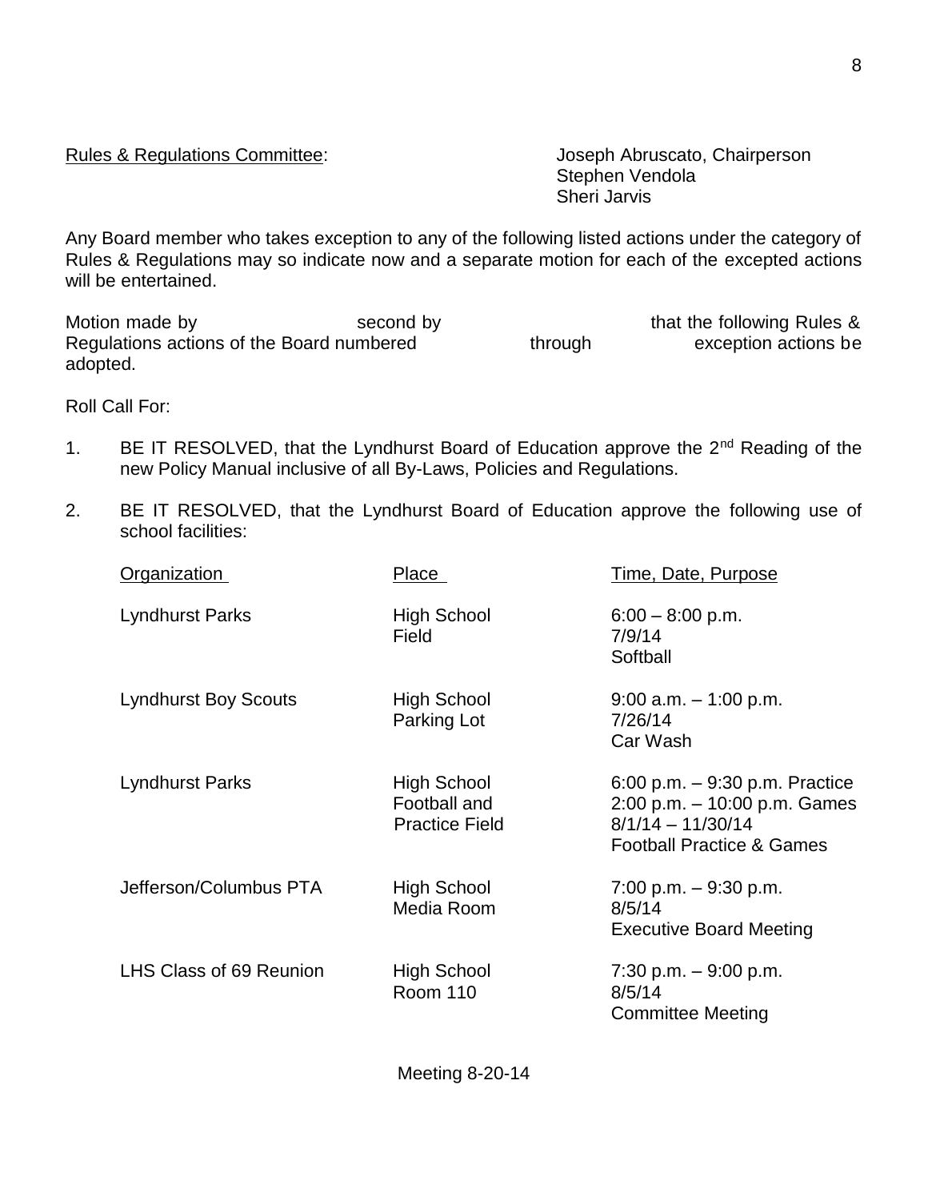Rules & Regulations Committee: Joseph Abruscato, Chairperson
Stephen Vendola
Sheri Jarvis

Any Board member who takes exception to any of the following listed actions under the category of Rules & Regulations may so indicate now and a separate motion for each of the excepted actions will be entertained.

Motion made by second by that the following Rules & Regulations actions of the Board numbered through exception actions be adopted.

Roll Call For:

1. BE IT RESOLVED, that the Lyndhurst Board of Education approve the 2nd Reading of the new Policy Manual inclusive of all By-Laws, Policies and Regulations.

2. BE IT RESOLVED, that the Lyndhurst Board of Education approve the following use of school facilities:

| Organization | Place | Time, Date, Purpose |
|---|---|---|
| Lyndhurst Parks | High School Field | 6:00 – 8:00 p.m.<br>7/9/14<br>Softball |
| Lyndhurst Boy Scouts | High School Parking Lot | 9:00 a.m. – 1:00 p.m.<br>7/26/14<br>Car Wash |
| Lyndhurst Parks | High School Football and Practice Field | 6:00 p.m. – 9:30 p.m. Practice<br>2:00 p.m. – 10:00 p.m. Games<br>8/1/14 – 11/30/14<br>Football Practice & Games |
| Jefferson/Columbus PTA | High School Media Room | 7:00 p.m. – 9:30 p.m.<br>8/5/14<br>Executive Board Meeting |
| LHS Class of 69 Reunion | High School Room 110 | 7:30 p.m. – 9:00 p.m.<br>8/5/14<br>Committee Meeting |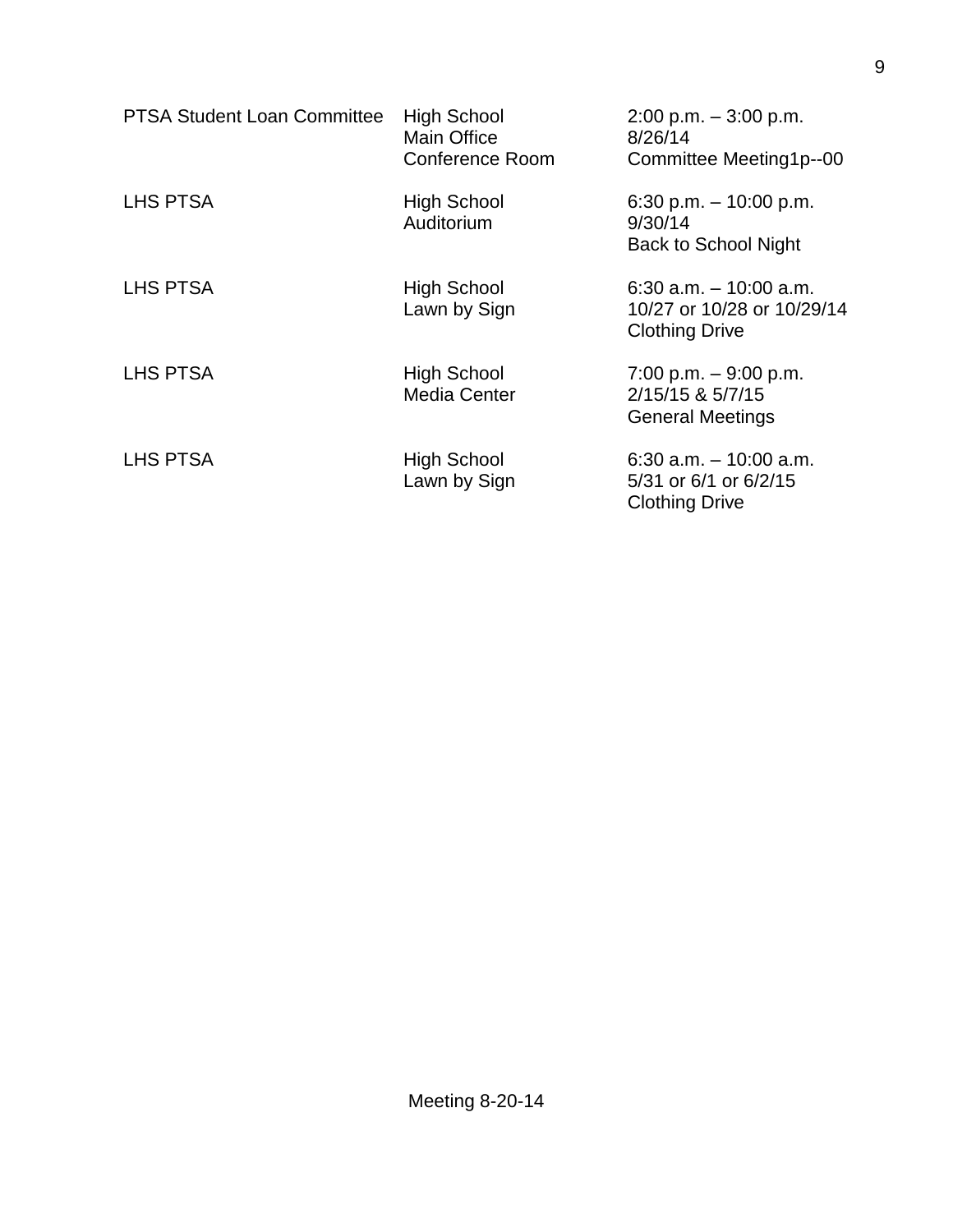| | | |
|---|---|---|
| PTSA Student Loan Committee | High School Main Office Conference Room | 2:00 p.m. – 3:00 p.m. 8/26/14 Committee Meeting1p--00 |
| LHS PTSA | High School Auditorium | 6:30 p.m. – 10:00 p.m. 9/30/14 Back to School Night |
| LHS PTSA | High School Lawn by Sign | 6:30 a.m. – 10:00 a.m. 10/27 or 10/28 or 10/29/14 Clothing Drive |
| LHS PTSA | High School Media Center | 7:00 p.m. – 9:00 p.m. 2/15/15 & 5/7/15 General Meetings |
| LHS PTSA | High School Lawn by Sign | 6:30 a.m. – 10:00 a.m. 5/31 or 6/1 or 6/2/15 Clothing Drive |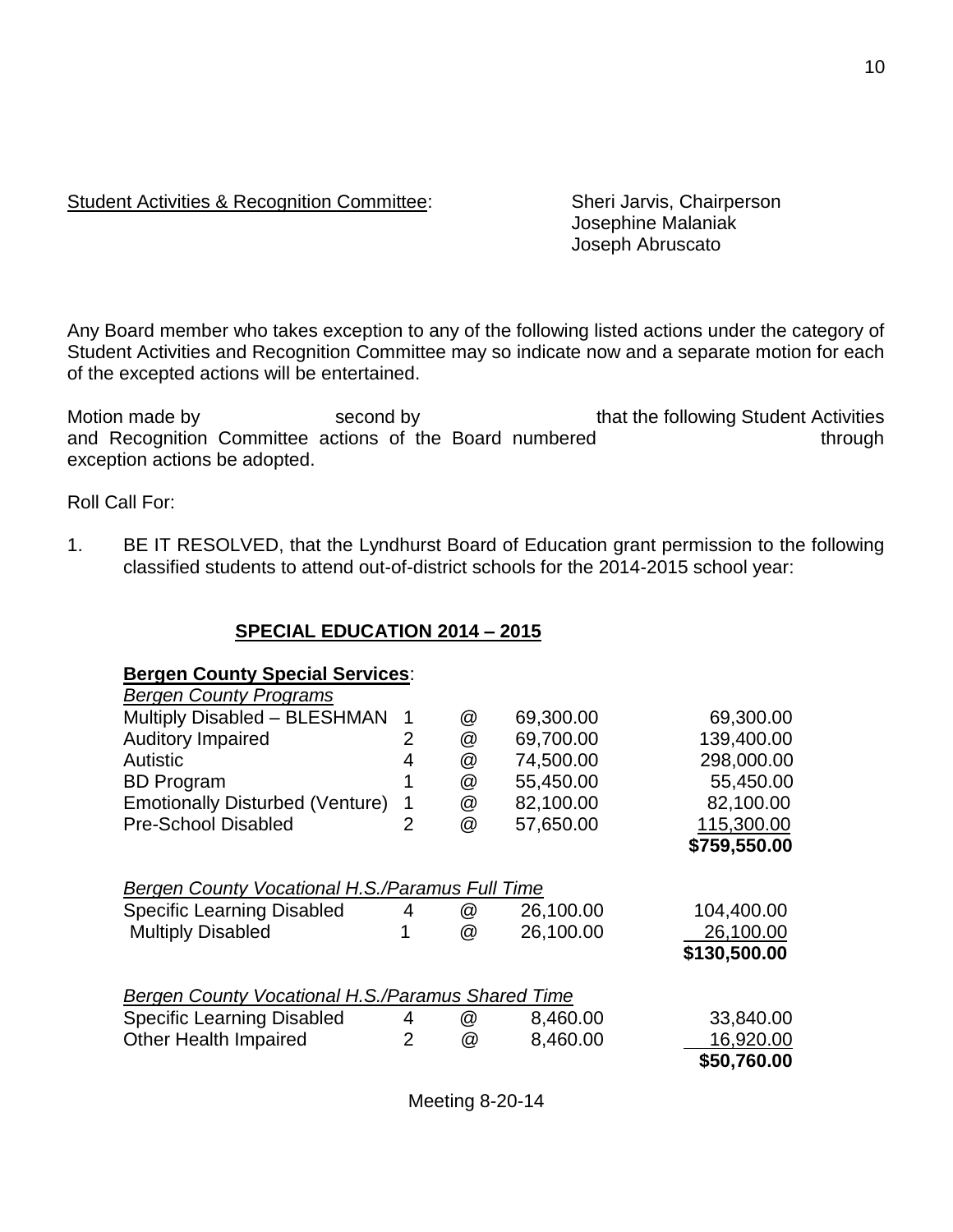Student Activities & Recognition Committee: Sheri Jarvis, Chairperson
Josephine Malaniak
Joseph Abruscato

Any Board member who takes exception to any of the following listed actions under the category of Student Activities and Recognition Committee may so indicate now and a separate motion for each of the excepted actions will be entertained.

Motion made by second by that the following Student Activities and Recognition Committee actions of the Board numbered through exception actions be adopted.

Roll Call For:

1. BE IT RESOLVED, that the Lyndhurst Board of Education grant permission to the following classified students to attend out-of-district schools for the 2014-2015 school year:

## SPECIAL EDUCATION 2014 – 2015

**Bergen County Special Services**:

| *Bergen County Programs* | | | | |
|---|---|---|---|---|
| Multiply Disabled – BLESHMAN | 1 | @ | 69,300.00 | 69,300.00 |
| Auditory Impaired | 2 | @ | 69,700.00 | 139,400.00 |
| Autistic | 4 | @ | 74,500.00 | 298,000.00 |
| BD Program | 1 | @ | 55,450.00 | 55,450.00 |
| Emotionally Disturbed (Venture) | 1 | @ | 82,100.00 | 82,100.00 |
| Pre-School Disabled | 2 | @ | 57,650.00 | 115,300.00 |
| | | | | **$759,550.00** |

| *Bergen County Vocational H.S./Paramus Full Time* | | | | |
|---|---|---|---|---|
| Specific Learning Disabled | 4 | @ | 26,100.00 | 104,400.00 |
| Multiply Disabled | 1 | @ | 26,100.00 | 26,100.00 |
| | | | | **$130,500.00** |

| *Bergen County Vocational H.S./Paramus Shared Time* | | | | |
|---|---|---|---|---|
| Specific Learning Disabled | 4 | @ | 8,460.00 | 33,840.00 |
| Other Health Impaired | 2 | @ | 8,460.00 | 16,920.00 |
| | | | | **$50,760.00** |

Meeting 8-20-14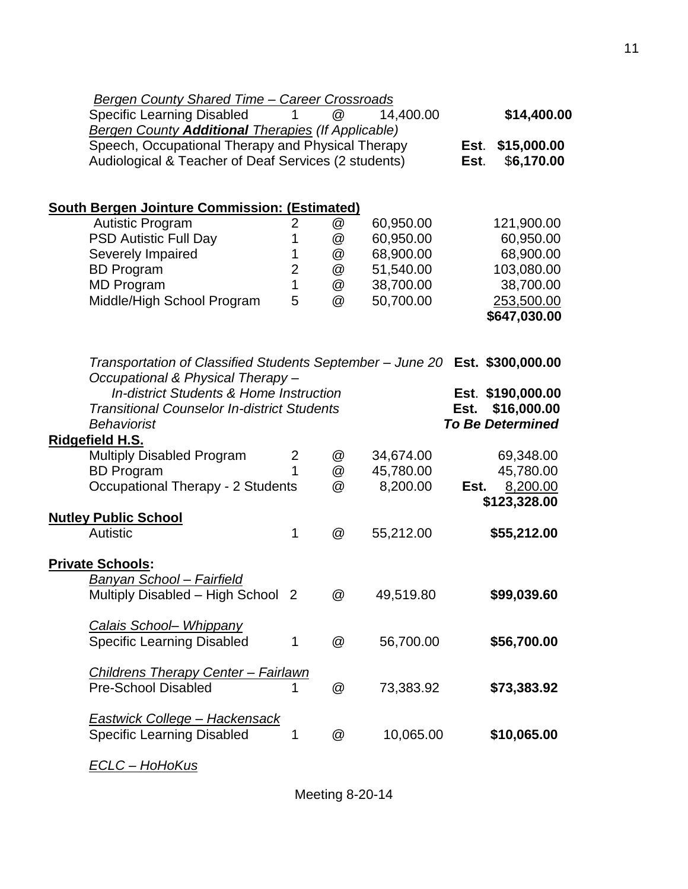*Bergen County Shared Time – Career Crossroads*

| | | | | | |
|---|---|---|---|---|---|
| Specific Learning Disabled | 1 | @ | 14,400.00 | | **$14,400.00** |

*Bergen County **Additional** Therapies (If Applicable)*

| | | |
|---|---|---|
| Speech, Occupational Therapy and Physical Therapy | **Est**. | **$15,000.00** |
| Audiological & Teacher of Deaf Services (2 students) | **Est**. | $**6,170.00** |

**South Bergen Jointure Commission: (Estimated)**

| | | | | |
|---|---|---|---|---|
| Autistic Program | 2 | @ | 60,950.00 | 121,900.00 |
| PSD Autistic Full Day | 1 | @ | 60,950.00 | 60,950.00 |
| Severely Impaired | 1 | @ | 68,900.00 | 68,900.00 |
| BD Program | 2 | @ | 51,540.00 | 103,080.00 |
| MD Program | 1 | @ | 38,700.00 | 38,700.00 |
| Middle/High School Program | 5 | @ | 50,700.00 | 253,500.00 |
| | | | | **$647,030.00** |

| | | |
|---|---|---|
| *Transportation of Classified Students September – June 20* | **Est.** | **$300,000.00** |
| *Occupational & Physical Therapy – In-district Students & Home Instruction* | **Est**. | **$190,000.00** |
| *Transitional Counselor In-district Students* | **Est.** | **$16,000.00** |
| *Behaviorist* | | ***To Be Determined*** |

**Ridgefield H.S.**

| | | | | | |
|---|---|---|---|---|---|
| Multiply Disabled Program | 2 | @ | 34,674.00 | | 69,348.00 |
| BD Program | 1 | @ | 45,780.00 | | 45,780.00 |
| Occupational Therapy - 2 Students | | @ | 8,200.00 | **Est.** | 8,200.00 |
| | | | | | **$123,328.00** |

**Nutley Public School**

| | | | | |
|---|---|---|---|---|
| Autistic | 1 | @ | 55,212.00 | **$55,212.00** |

**Private Schools:**

*Banyan School – Fairfield*

| | | | | |
|---|---|---|---|---|
| Multiply Disabled – High School | 2 | @ | 49,519.80 | **$99,039.60** |

*Calais School– Whippany*

| | | | | |
|---|---|---|---|---|
| Specific Learning Disabled | 1 | @ | 56,700.00 | **$56,700.00** |

*Childrens Therapy Center – Fairlawn*

| | | | | |
|---|---|---|---|---|
| Pre-School Disabled | 1 | @ | 73,383.92 | **$73,383.92** |

*Eastwick College – Hackensack*

| | | | | |
|---|---|---|---|---|
| Specific Learning Disabled | 1 | @ | 10,065.00 | **$10,065.00** |

*ECLC – HoHoKus*

Meeting 8-20-14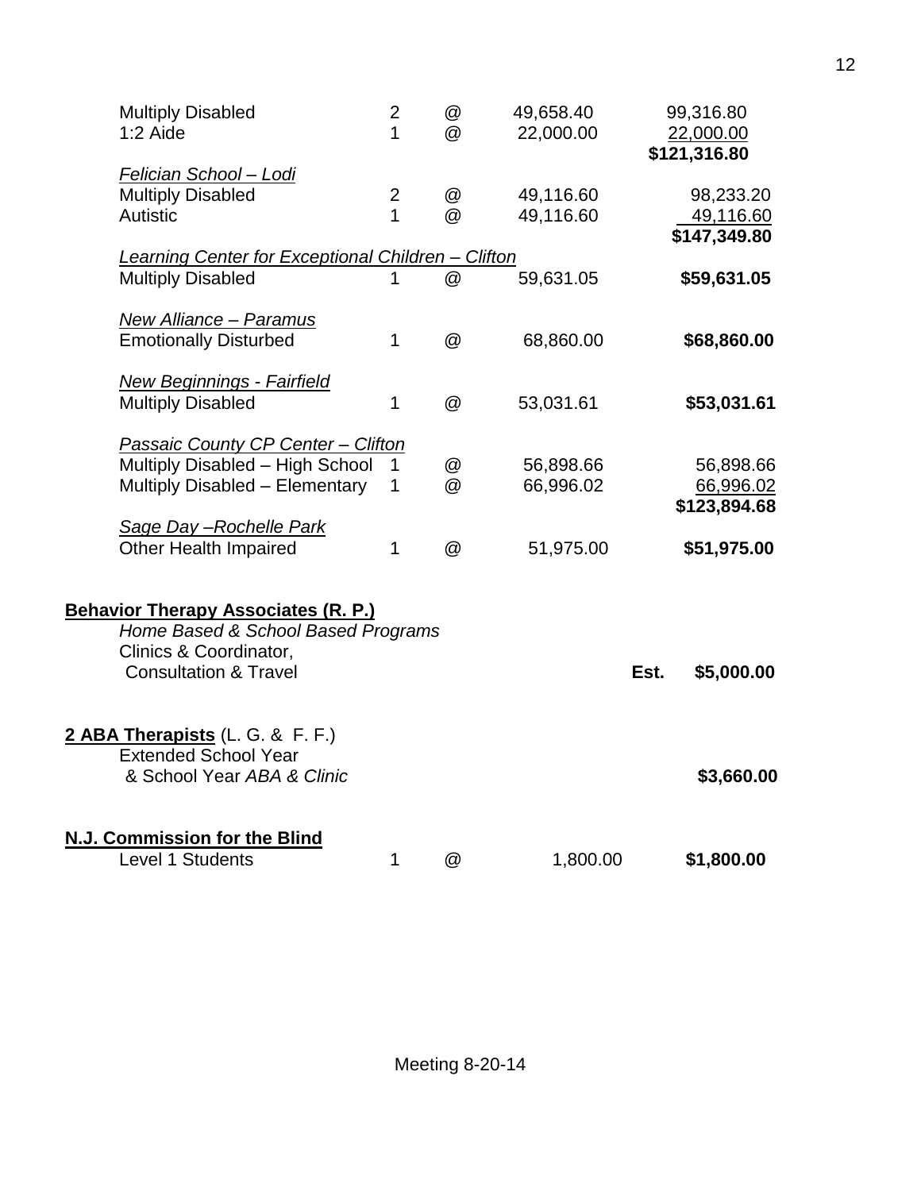| | | | | |
|---|---|---|---|---|
| Multiply Disabled | 2 | @ | 49,658.40 | 99,316.80 |
| 1:2 Aide | 1 | @ | 22,000.00 | 22,000.00 |
| | | | | **$121,316.80** |
| *Felician School – Lodi* | | | | |
| Multiply Disabled | 2 | @ | 49,116.60 | 98,233.20 |
| Autistic | 1 | @ | 49,116.60 | 49,116.60 |
| | | | | **$147,349.80** |
| *Learning Center for Exceptional Children – Clifton* | | | | |
| Multiply Disabled | 1 | @ | 59,631.05 | **$59,631.05** |
| *New Alliance – Paramus* | | | | |
| Emotionally Disturbed | 1 | @ | 68,860.00 | **$68,860.00** |
| *New Beginnings - Fairfield* | | | | |
| Multiply Disabled | 1 | @ | 53,031.61 | **$53,031.61** |
| *Passaic County CP Center – Clifton* | | | | |
| Multiply Disabled – High School | 1 | @ | 56,898.66 | 56,898.66 |
| Multiply Disabled – Elementary | 1 | @ | 66,996.02 | 66,996.02 |
| | | | | **$123,894.68** |
| *Sage Day –Rochelle Park* | | | | |
| Other Health Impaired | 1 | @ | 51,975.00 | **$51,975.00** |

**Behavior Therapy Associates (R. P.)**

*Home Based & School Based Programs*
Clinics & Coordinator,
Consultation & Travel — **Est. $5,000.00**

**2 ABA Therapists** (L. G. & F. F.)

Extended School Year
& School Year *ABA & Clinic* — **$3,660.00**

**N.J. Commission for the Blind**

| | | | | |
|---|---|---|---|---|
| Level 1 Students | 1 | @ | 1,800.00 | **$1,800.00** |

Meeting 8-20-14